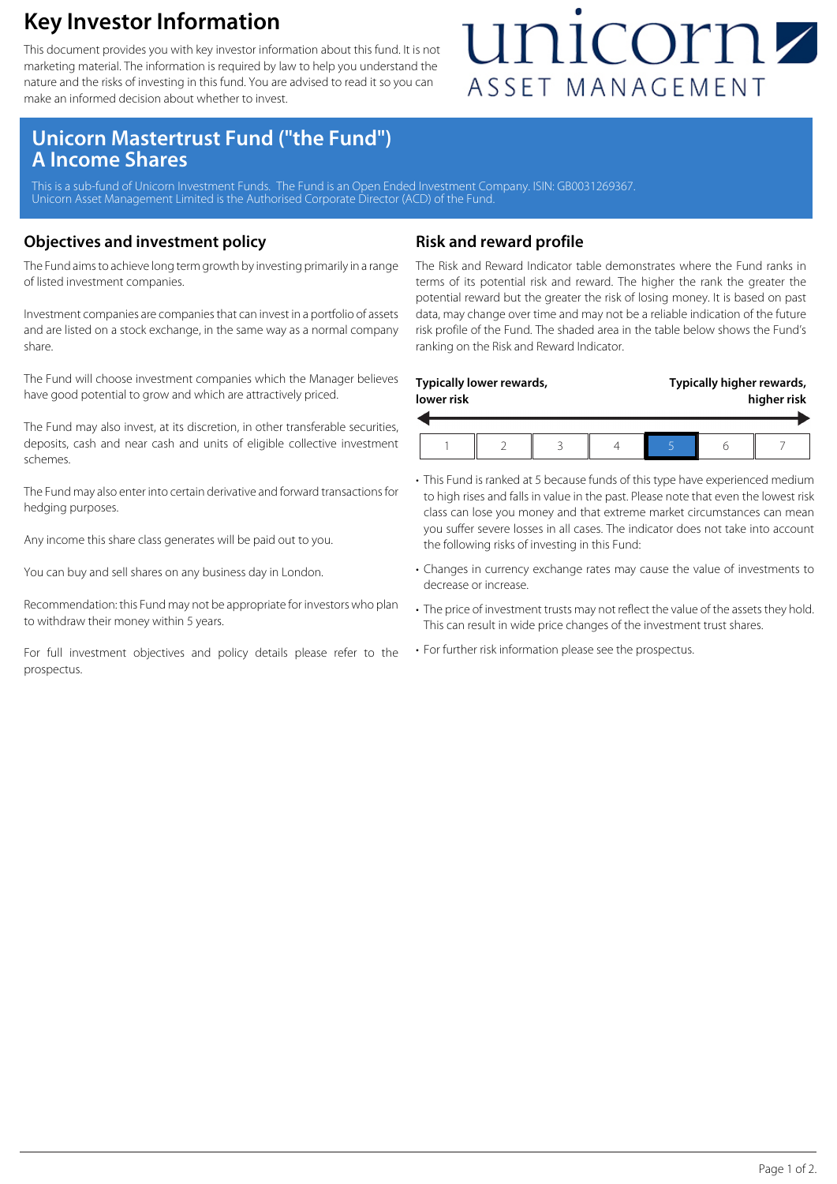# Key Investor Information

This document provides you with key investor information about this fund. It is not marketing material. The information is required by law to help you understand the nature and the risks of investing in this fund. You are advised to read it so you can make an informed decision about whether to invest.

unicorn ASSET MANAGEMENT

## Unicorn Mastertrust Fund ("the Fund")
## A Income Shares

This is a sub-fund of Unicorn Investment Funds. The Fund is an Open Ended Investment Company. ISIN: GB0031269367.
Unicorn Asset Management Limited is the Authorised Corporate Director (ACD) of the Fund.

## Objectives and investment policy

The Fund aims to achieve long term growth by investing primarily in a range of listed investment companies.

Investment companies are companies that can invest in a portfolio of assets and are listed on a stock exchange, in the same way as a normal company share.

The Fund will choose investment companies which the Manager believes have good potential to grow and which are attractively priced.

The Fund may also invest, at its discretion, in other transferable securities, deposits, cash and near cash and units of eligible collective investment schemes.

The Fund may also enter into certain derivative and forward transactions for hedging purposes.

Any income this share class generates will be paid out to you.

You can buy and sell shares on any business day in London.

Recommendation: this Fund may not be appropriate for investors who plan to withdraw their money within 5 years.

For full investment objectives and policy details please refer to the prospectus.

## Risk and reward profile

The Risk and Reward Indicator table demonstrates where the Fund ranks in terms of its potential risk and reward. The higher the rank the greater the potential reward but the greater the risk of losing money. It is based on past data, may change over time and may not be a reliable indication of the future risk profile of the Fund. The shaded area in the table below shows the Fund's ranking on the Risk and Reward Indicator.

**Typically lower rewards, lower risk** — **Typically higher rewards, higher risk**

| 1 | 2 | 3 | 4 | **5** | 6 | 7 |
|---|---|---|---|---|---|---|

- This Fund is ranked at 5 because funds of this type have experienced medium to high rises and falls in value in the past. Please note that even the lowest risk class can lose you money and that extreme market circumstances can mean you suffer severe losses in all cases. The indicator does not take into account the following risks of investing in this Fund:
- Changes in currency exchange rates may cause the value of investments to decrease or increase.
- The price of investment trusts may not reflect the value of the assets they hold. This can result in wide price changes of the investment trust shares.
- For further risk information please see the prospectus.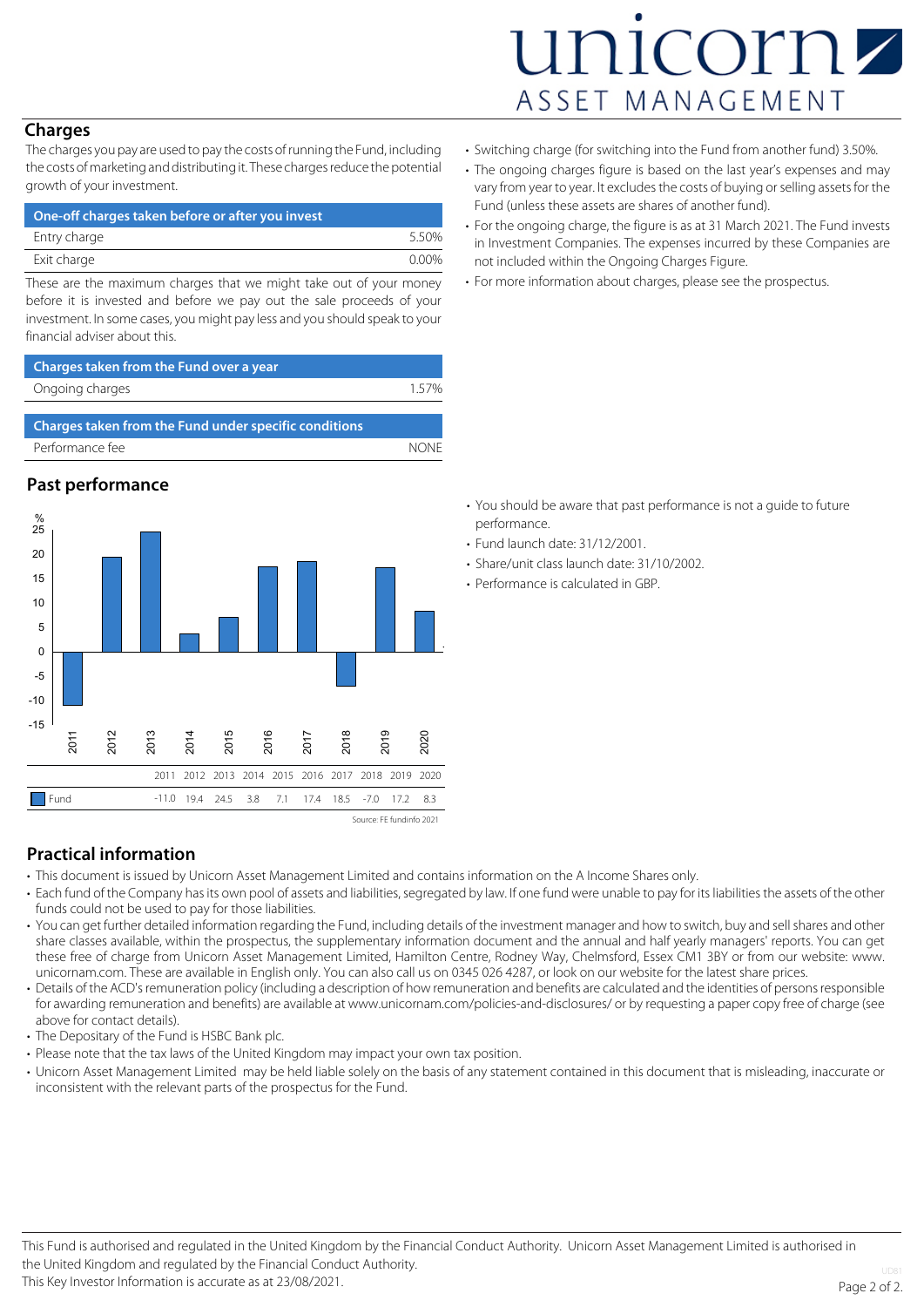## Charges

The charges you pay are used to pay the costs of running the Fund, including the costs of marketing and distributing it. These charges reduce the potential growth of your investment.

| One-off charges taken before or after you invest | |
|---|---|
| Entry charge | 5.50% |
| Exit charge | 0.00% |

These are the maximum charges that we might take out of your money before it is invested and before we pay out the sale proceeds of your investment. In some cases, you might pay less and you should speak to your financial adviser about this.

| Charges taken from the Fund over a year | |
|---|---|
| Ongoing charges | 1.57% |

| Charges taken from the Fund under specific conditions | |
|---|---|
| Performance fee | NONE |

- Switching charge (for switching into the Fund from another fund) 3.50%.
- The ongoing charges figure is based on the last year's expenses and may vary from year to year. It excludes the costs of buying or selling assets for the Fund (unless these assets are shares of another fund).
- For the ongoing charge, the figure is as at 31 March 2021. The Fund invests in Investment Companies. The expenses incurred by these Companies are not included within the Ongoing Charges Figure.
- For more information about charges, please see the prospectus.

## Past performance

%
25
20
15
10
5
0
-5
-10
-15

2011 2012 2013 2014 2015 2016 2017 2018 2019 2020

| | 2011 | 2012 | 2013 | 2014 | 2015 | 2016 | 2017 | 2018 | 2019 | 2020 |
|---|---|---|---|---|---|---|---|---|---|---|
| Fund | -11.0 | 19.4 | 24.5 | 3.8 | 7.1 | 17.4 | 18.5 | -7.0 | 17.2 | 8.3 |

Source: FE fundinfo 2021

- You should be aware that past performance is not a guide to future performance.
- Fund launch date: 31/12/2001.
- Share/unit class launch date: 31/10/2002.
- Performance is calculated in GBP.

## Practical information

- This document is issued by Unicorn Asset Management Limited and contains information on the A Income Shares only.
- Each fund of the Company has its own pool of assets and liabilities, segregated by law. If one fund were unable to pay for its liabilities the assets of the other funds could not be used to pay for those liabilities.
- You can get further detailed information regarding the Fund, including details of the investment manager and how to switch, buy and sell shares and other share classes available, within the prospectus, the supplementary information document and the annual and half yearly managers' reports. You can get these free of charge from Unicorn Asset Management Limited, Hamilton Centre, Rodney Way, Chelmsford, Essex CM1 3BY or from our website: www.unicornam.com. These are available in English only. You can also call us on 0345 026 4287, or look on our website for the latest share prices.
- Details of the ACD's remuneration policy (including a description of how remuneration and benefits are calculated and the identities of persons responsible for awarding remuneration and benefits) are available at www.unicornam.com/policies-and-disclosures/ or by requesting a paper copy free of charge (see above for contact details).
- The Depositary of the Fund is HSBC Bank plc.
- Please note that the tax laws of the United Kingdom may impact your own tax position.
- Unicorn Asset Management Limited may be held liable solely on the basis of any statement contained in this document that is misleading, inaccurate or inconsistent with the relevant parts of the prospectus for the Fund.

This Fund is authorised and regulated in the United Kingdom by the Financial Conduct Authority. Unicorn Asset Management Limited is authorised in the United Kingdom and regulated by the Financial Conduct Authority.
This Key Investor Information is accurate as at 23/08/2021.